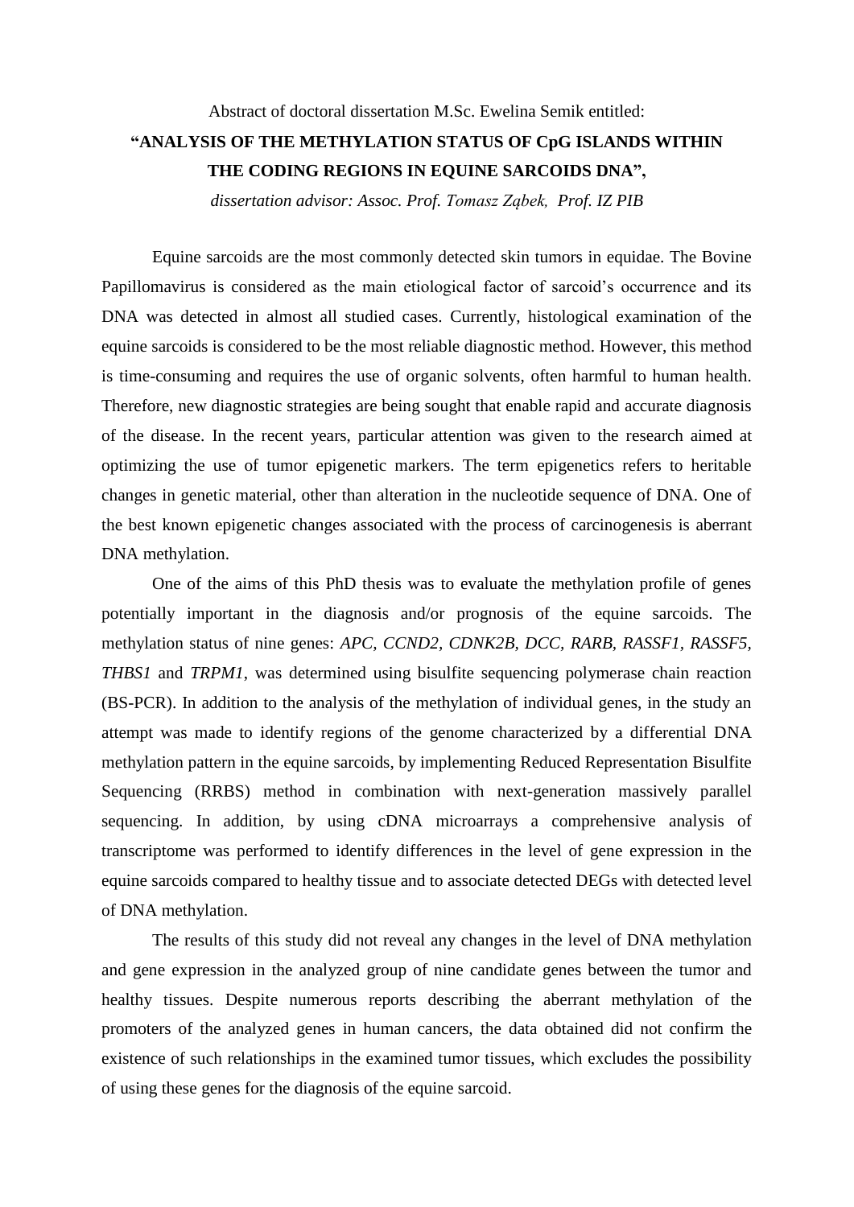Abstract of doctoral dissertation M.Sc. Ewelina Semik entitled:

**"ANALYSIS OF THE METHYLATION STATUS OF CpG ISLANDS WITHIN THE CODING REGIONS IN EQUINE SARCOIDS DNA",**

*dissertation advisor: Assoc. Prof. Tomasz Ząbek, Prof. IZ PIB*

Equine sarcoids are the most commonly detected skin tumors in equidae. The Bovine Papillomavirus is considered as the main etiological factor of sarcoid's occurrence and its DNA was detected in almost all studied cases. Currently, histological examination of the equine sarcoids is considered to be the most reliable diagnostic method. However, this method is time-consuming and requires the use of organic solvents, often harmful to human health. Therefore, new diagnostic strategies are being sought that enable rapid and accurate diagnosis of the disease. In the recent years, particular attention was given to the research aimed at optimizing the use of tumor epigenetic markers. The term epigenetics refers to heritable changes in genetic material, other than alteration in the nucleotide sequence of DNA. One of the best known epigenetic changes associated with the process of carcinogenesis is aberrant DNA methylation.

One of the aims of this PhD thesis was to evaluate the methylation profile of genes potentially important in the diagnosis and/or prognosis of the equine sarcoids. The methylation status of nine genes: *APC, CCND2, CDNK2B, DCC, RARB, RASSF1, RASSF5, THBS1* and *TRPM1*, was determined using bisulfite sequencing polymerase chain reaction (BS-PCR). In addition to the analysis of the methylation of individual genes, in the study an attempt was made to identify regions of the genome characterized by a differential DNA methylation pattern in the equine sarcoids, by implementing Reduced Representation Bisulfite Sequencing (RRBS) method in combination with next-generation massively parallel sequencing. In addition, by using cDNA microarrays a comprehensive analysis of transcriptome was performed to identify differences in the level of gene expression in the equine sarcoids compared to healthy tissue and to associate detected DEGs with detected level of DNA methylation.

The results of this study did not reveal any changes in the level of DNA methylation and gene expression in the analyzed group of nine candidate genes between the tumor and healthy tissues. Despite numerous reports describing the aberrant methylation of the promoters of the analyzed genes in human cancers, the data obtained did not confirm the existence of such relationships in the examined tumor tissues, which excludes the possibility of using these genes for the diagnosis of the equine sarcoid.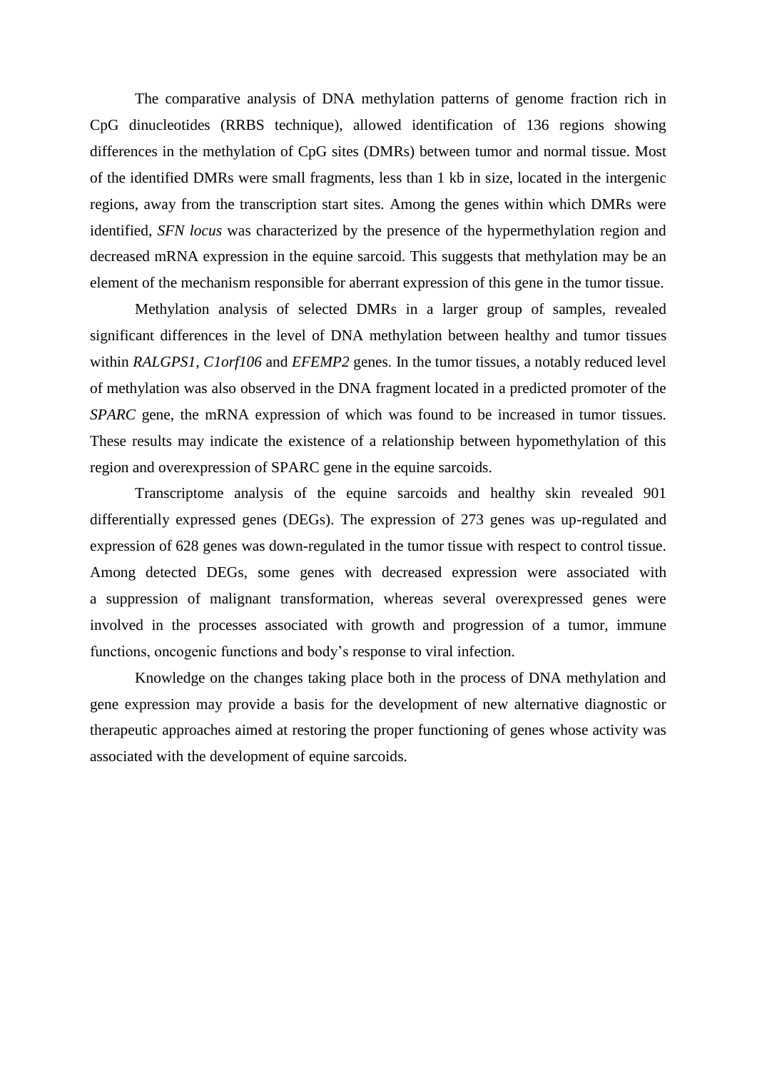The comparative analysis of DNA methylation patterns of genome fraction rich in CpG dinucleotides (RRBS technique), allowed identification of 136 regions showing differences in the methylation of CpG sites (DMRs) between tumor and normal tissue. Most of the identified DMRs were small fragments, less than 1 kb in size, located in the intergenic regions, away from the transcription start sites. Among the genes within which DMRs were identified, *SFN locus* was characterized by the presence of the hypermethylation region and decreased mRNA expression in the equine sarcoid. This suggests that methylation may be an element of the mechanism responsible for aberrant expression of this gene in the tumor tissue.

Methylation analysis of selected DMRs in a larger group of samples, revealed significant differences in the level of DNA methylation between healthy and tumor tissues within *RALGPS1*, *C1orf106* and *EFEMP2* genes. In the tumor tissues, a notably reduced level of methylation was also observed in the DNA fragment located in a predicted promoter of the *SPARC* gene, the mRNA expression of which was found to be increased in tumor tissues. These results may indicate the existence of a relationship between hypomethylation of this region and overexpression of SPARC gene in the equine sarcoids.

Transcriptome analysis of the equine sarcoids and healthy skin revealed 901 differentially expressed genes (DEGs). The expression of 273 genes was up-regulated and expression of 628 genes was down-regulated in the tumor tissue with respect to control tissue. Among detected DEGs, some genes with decreased expression were associated with a suppression of malignant transformation, whereas several overexpressed genes were involved in the processes associated with growth and progression of a tumor, immune functions, oncogenic functions and body's response to viral infection.

Knowledge on the changes taking place both in the process of DNA methylation and gene expression may provide a basis for the development of new alternative diagnostic or therapeutic approaches aimed at restoring the proper functioning of genes whose activity was associated with the development of equine sarcoids.